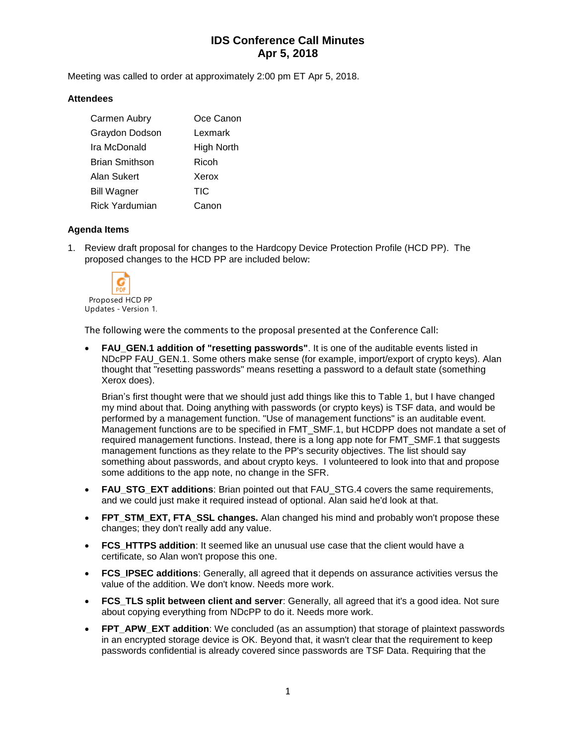# IDS Conference Call Minutes
# Apr 5, 2018

Meeting was called to order at approximately 2:00 pm ET Apr 5, 2018.

### Attendees

| | |
|---|---|
| Carmen Aubry | Oce Canon |
| Graydon Dodson | Lexmark |
| Ira McDonald | High North |
| Brian Smithson | Ricoh |
| Alan Sukert | Xerox |
| Bill Wagner | TIC |
| Rick Yardumian | Canon |

### Agenda Items

1. Review draft proposal for changes to the Hardcopy Device Protection Profile (HCD PP). The proposed changes to the HCD PP are included below:

   Proposed HCD PP Updates - Version 1.

   The following were the comments to the proposal presented at the Conference Call:

   - **FAU_GEN.1 addition of "resetting passwords"**. It is one of the auditable events listed in NDcPP FAU_GEN.1. Some others make sense (for example, import/export of crypto keys). Alan thought that "resetting passwords" means resetting a password to a default state (something Xerox does).

     Brian's first thought were that we should just add things like this to Table 1, but I have changed my mind about that. Doing anything with passwords (or crypto keys) is TSF data, and would be performed by a management function. "Use of management functions" is an auditable event. Management functions are to be specified in FMT_SMF.1, but HCDPP does not mandate a set of required management functions. Instead, there is a long app note for FMT_SMF.1 that suggests management functions as they relate to the PP's security objectives. The list should say something about passwords, and about crypto keys. I volunteered to look into that and propose some additions to the app note, no change in the SFR.

   - **FAU_STG_EXT additions**: Brian pointed out that FAU_STG.4 covers the same requirements, and we could just make it required instead of optional. Alan said he'd look at that.

   - **FPT_STM_EXT, FTA_SSL changes.** Alan changed his mind and probably won't propose these changes; they don't really add any value.

   - **FCS_HTTPS addition**: It seemed like an unusual use case that the client would have a certificate, so Alan won't propose this one.

   - **FCS_IPSEC additions**: Generally, all agreed that it depends on assurance activities versus the value of the addition. We don't know. Needs more work.

   - **FCS_TLS split between client and server**: Generally, all agreed that it's a good idea. Not sure about copying everything from NDcPP to do it. Needs more work.

   - **FPT_APW_EXT addition**: We concluded (as an assumption) that storage of plaintext passwords in an encrypted storage device is OK. Beyond that, it wasn't clear that the requirement to keep passwords confidential is already covered since passwords are TSF Data. Requiring that the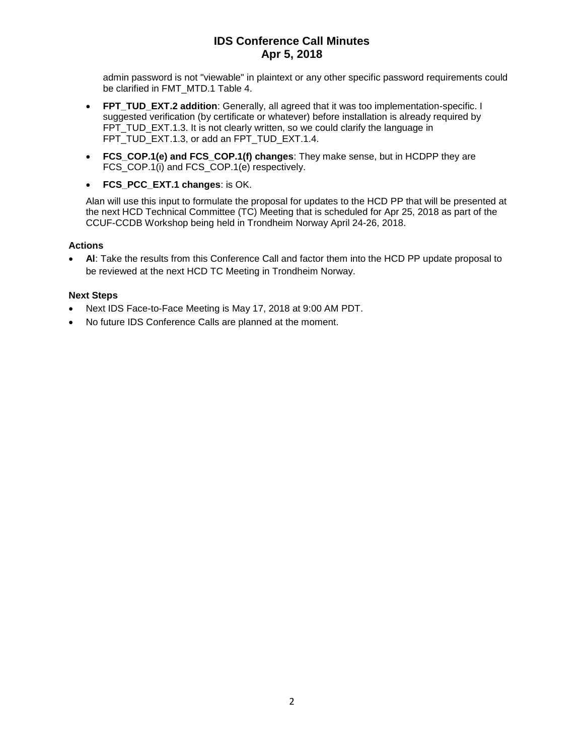admin password is not "viewable" in plaintext or any other specific password requirements could be clarified in FMT_MTD.1 Table 4.

- **FPT_TUD_EXT.2 addition**: Generally, all agreed that it was too implementation-specific. I suggested verification (by certificate or whatever) before installation is already required by FPT_TUD_EXT.1.3. It is not clearly written, so we could clarify the language in FPT_TUD_EXT.1.3, or add an FPT_TUD_EXT.1.4.
- **FCS_COP.1(e) and FCS_COP.1(f) changes**: They make sense, but in HCDPP they are FCS_COP.1(i) and FCS_COP.1(e) respectively.
- **FCS_PCC_EXT.1 changes**: is OK.

Alan will use this input to formulate the proposal for updates to the HCD PP that will be presented at the next HCD Technical Committee (TC) Meeting that is scheduled for Apr 25, 2018 as part of the CCUF-CCDB Workshop being held in Trondheim Norway April 24-26, 2018.

### Actions

- **Al**: Take the results from this Conference Call and factor them into the HCD PP update proposal to be reviewed at the next HCD TC Meeting in Trondheim Norway.

### Next Steps

- Next IDS Face-to-Face Meeting is May 17, 2018 at 9:00 AM PDT.
- No future IDS Conference Calls are planned at the moment.